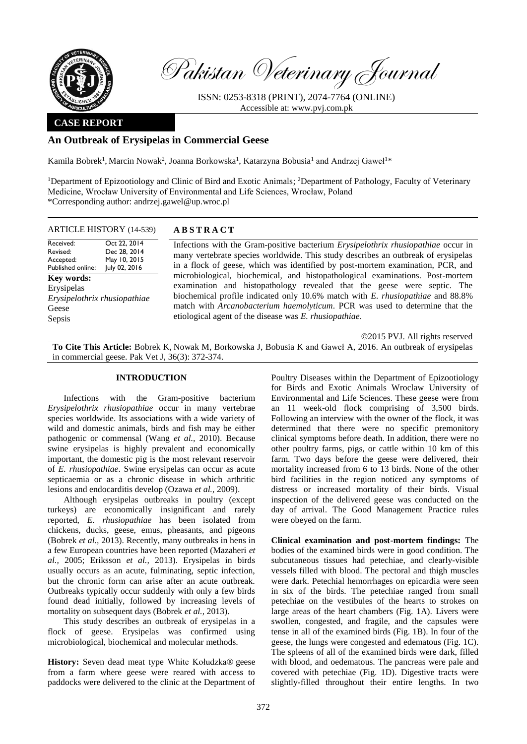# Pakistan Veterinary Journal

ISSN: 0253-8318 (PRINT), 2074-7764 (ONLINE)
Accessible at: www.pvj.com.pk

**CASE REPORT**

## An Outbreak of Erysipelas in Commercial Geese

Kamila Bobrek[1], Marcin Nowak[2], Joanna Borkowska[1], Katarzyna Bobusia[1] and Andrzej Gaweł[1]*

[1]Department of Epizootiology and Clinic of Bird and Exotic Animals; [2]Department of Pathology, Faculty of Veterinary Medicine, Wrocław University of Environmental and Life Sciences, Wrocław, Poland
*Corresponding author: andrzej.gawel@up.wroc.pl

**ARTICLE HISTORY (14-539)**

| | |
|---|---|
| Received: | Oct 22, 2014 |
| Revised: | Dec 28, 2014 |
| Accepted: | May 10, 2015 |
| Published online: | July 02, 2016 |

**Key words:**
Erysipelas
*Erysipelothrix rhusiopathiae*
Geese
Sepsis

**ABSTRACT**

Infections with the Gram-positive bacterium *Erysipelothrix rhusiopathiae* occur in many vertebrate species worldwide. This study describes an outbreak of erysipelas in a flock of geese, which was identified by post-mortem examination, PCR, and microbiological, biochemical, and histopathological examinations. Post-mortem examination and histopathology revealed that the geese were septic. The biochemical profile indicated only 10.6% match with *E. rhusiopathiae* and 88.8% match with *Arcanobacterium haemolyticum*. PCR was used to determine that the etiological agent of the disease was *E. rhusiopathiae*.

©2015 PVJ. All rights reserved

**To Cite This Article:** Bobrek K, Nowak M, Borkowska J, Bobusia K and Gaweł A, 2016. An outbreak of erysipelas in commercial geese. Pak Vet J, 36(3): 372-374.

## INTRODUCTION

Infections with the Gram-positive bacterium *Erysipelothrix rhusiopathiae* occur in many vertebrae species worldwide. Its associations with a wide variety of wild and domestic animals, birds and fish may be either pathogenic or commensal (Wang *et al.,* 2010). Because swine erysipelas is highly prevalent and economically important, the domestic pig is the most relevant reservoir of *E. rhusiopathiae*. Swine erysipelas can occur as acute septicaemia or as a chronic disease in which arthritic lesions and endocarditis develop (Ozawa *et al.,* 2009).

Although erysipelas outbreaks in poultry (except turkeys) are economically insignificant and rarely reported, *E. rhusiopathiae* has been isolated from chickens, ducks, geese, emus, pheasants, and pigeons (Bobrek *et al.,* 2013). Recently, many outbreaks in hens in a few European countries have been reported (Mazaheri *et al.,* 2005; Eriksson *et al.,* 2013). Erysipelas in birds usually occurs as an acute, fulminating, septic infection, but the chronic form can arise after an acute outbreak. Outbreaks typically occur suddenly with only a few birds found dead initially, followed by increasing levels of mortality on subsequent days (Bobrek *et al.,* 2013).

This study describes an outbreak of erysipelas in a flock of geese. Erysipelas was confirmed using microbiological, biochemical and molecular methods.

**History:** Seven dead meat type White Kołudzka® geese from a farm where geese were reared with access to paddocks were delivered to the clinic at the Department of Poultry Diseases within the Department of Epizootiology for Birds and Exotic Animals Wroclaw University of Environmental and Life Sciences. These geese were from an 11 week-old flock comprising of 3,500 birds. Following an interview with the owner of the flock, it was determined that there were no specific premonitory clinical symptoms before death. In addition, there were no other poultry farms, pigs, or cattle within 10 km of this farm. Two days before the geese were delivered, their mortality increased from 6 to 13 birds. None of the other bird facilities in the region noticed any symptoms of distress or increased mortality of their birds. Visual inspection of the delivered geese was conducted on the day of arrival. The Good Management Practice rules were obeyed on the farm.

**Clinical examination and post-mortem findings:** The bodies of the examined birds were in good condition. The subcutaneous tissues had petechiae, and clearly-visible vessels filled with blood. The pectoral and thigh muscles were dark. Petechial hemorrhages on epicardia were seen in six of the birds. The petechiae ranged from small petechiae on the vestibules of the hearts to strokes on large areas of the heart chambers (Fig. 1A). Livers were swollen, congested, and fragile, and the capsules were tense in all of the examined birds (Fig. 1B). In four of the geese, the lungs were congested and edematous (Fig. 1C). The spleens of all of the examined birds were dark, filled with blood, and oedematous. The pancreas were pale and covered with petechiae (Fig. 1D). Digestive tracts were slightly-filled throughout their entire lengths. In two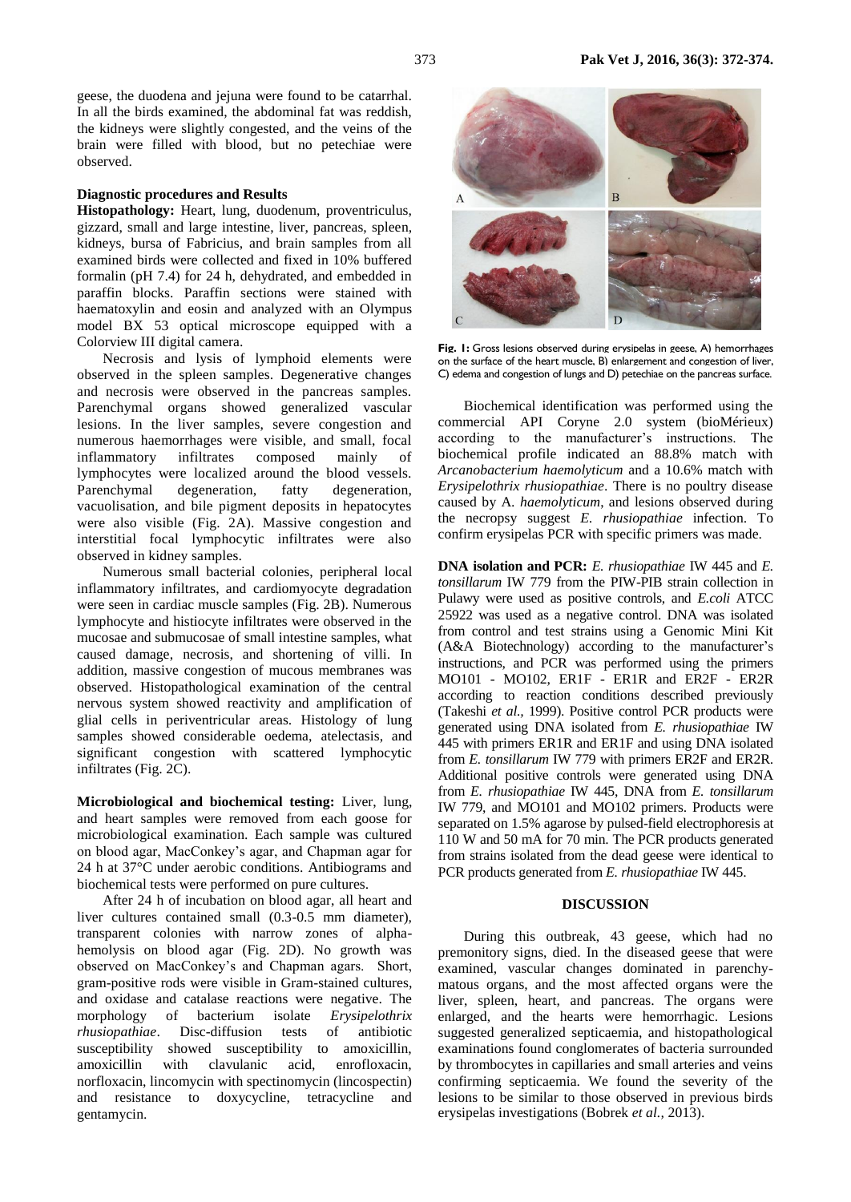geese, the duodena and jejuna were found to be catarrhal. In all the birds examined, the abdominal fat was reddish, the kidneys were slightly congested, and the veins of the brain were filled with blood, but no petechiae were observed.

**Diagnostic procedures and Results**

**Histopathology:** Heart, lung, duodenum, proventriculus, gizzard, small and large intestine, liver, pancreas, spleen, kidneys, bursa of Fabricius, and brain samples from all examined birds were collected and fixed in 10% buffered formalin (pH 7.4) for 24 h, dehydrated, and embedded in paraffin blocks. Paraffin sections were stained with haematoxylin and eosin and analyzed with an Olympus model BX 53 optical microscope equipped with a Colorview III digital camera.

Necrosis and lysis of lymphoid elements were observed in the spleen samples. Degenerative changes and necrosis were observed in the pancreas samples. Parenchymal organs showed generalized vascular lesions. In the liver samples, severe congestion and numerous haemorrhages were visible, and small, focal inflammatory infiltrates composed mainly of lymphocytes were localized around the blood vessels. Parenchymal degeneration, fatty degeneration, vacuolisation, and bile pigment deposits in hepatocytes were also visible (Fig. 2A). Massive congestion and interstitial focal lymphocytic infiltrates were also observed in kidney samples.

Numerous small bacterial colonies, peripheral local inflammatory infiltrates, and cardiomyocyte degradation were seen in cardiac muscle samples (Fig. 2B). Numerous lymphocyte and histiocyte infiltrates were observed in the mucosae and submucosae of small intestine samples, what caused damage, necrosis, and shortening of villi. In addition, massive congestion of mucous membranes was observed. Histopathological examination of the central nervous system showed reactivity and amplification of glial cells in periventricular areas. Histology of lung samples showed considerable oedema, atelectasis, and significant congestion with scattered lymphocytic infiltrates (Fig. 2C).

**Microbiological and biochemical testing:** Liver, lung, and heart samples were removed from each goose for microbiological examination. Each sample was cultured on blood agar, MacConkey's agar, and Chapman agar for 24 h at 37°C under aerobic conditions. Antibiograms and biochemical tests were performed on pure cultures.

After 24 h of incubation on blood agar, all heart and liver cultures contained small (0.3-0.5 mm diameter), transparent colonies with narrow zones of alpha-hemolysis on blood agar (Fig. 2D). No growth was observed on MacConkey's and Chapman agars. Short, gram-positive rods were visible in Gram-stained cultures, and oxidase and catalase reactions were negative. The morphology of bacterium isolate *Erysipelothrix rhusiopathiae*. Disc-diffusion tests of antibiotic susceptibility showed susceptibility to amoxicillin, amoxicillin with clavulanic acid, enrofloxacin, norfloxacin, lincomycin with spectinomycin (lincospectin) and resistance to doxycycline, tetracycline and gentamycin.

**Fig. 1:** Gross lesions observed during erysipelas in geese, A) hemorrhages on the surface of the heart muscle, B) enlargement and congestion of liver, C) edema and congestion of lungs and D) petechiae on the pancreas surface.

Biochemical identification was performed using the commercial API Coryne 2.0 system (bioMérieux) according to the manufacturer's instructions. The biochemical profile indicated an 88.8% match with *Arcanobacterium haemolyticum* and a 10.6% match with *Erysipelothrix rhusiopathiae*. There is no poultry disease caused by *A. haemolyticum*, and lesions observed during the necropsy suggest *E. rhusiopathiae* infection. To confirm erysipelas PCR with specific primers was made.

**DNA isolation and PCR:** *E. rhusiopathiae* IW 445 and *E. tonsillarum* IW 779 from the PIW-PIB strain collection in Pulawy were used as positive controls, and *E.coli* ATCC 25922 was used as a negative control. DNA was isolated from control and test strains using a Genomic Mini Kit (A&A Biotechnology) according to the manufacturer's instructions, and PCR was performed using the primers MO101 - MO102, ER1F - ER1R and ER2F - ER2R according to reaction conditions described previously (Takeshi *et al.,* 1999). Positive control PCR products were generated using DNA isolated from *E. rhusiopathiae* IW 445 with primers ER1R and ER1F and using DNA isolated from *E. tonsillarum* IW 779 with primers ER2F and ER2R. Additional positive controls were generated using DNA from *E. rhusiopathiae* IW 445, DNA from *E. tonsillarum* IW 779, and MO101 and MO102 primers. Products were separated on 1.5% agarose by pulsed-field electrophoresis at 110 W and 50 mA for 70 min. The PCR products generated from strains isolated from the dead geese were identical to PCR products generated from *E. rhusiopathiae* IW 445.

## DISCUSSION

During this outbreak, 43 geese, which had no premonitory signs, died. In the diseased geese that were examined, vascular changes dominated in parenchymatous organs, and the most affected organs were the liver, spleen, heart, and pancreas. The organs were enlarged, and the hearts were hemorrhagic. Lesions suggested generalized septicaemia, and histopathological examinations found conglomerates of bacteria surrounded by thrombocytes in capillaries and small arteries and veins confirming septicaemia. We found the severity of the lesions to be similar to those observed in previous birds erysipelas investigations (Bobrek *et al.,* 2013).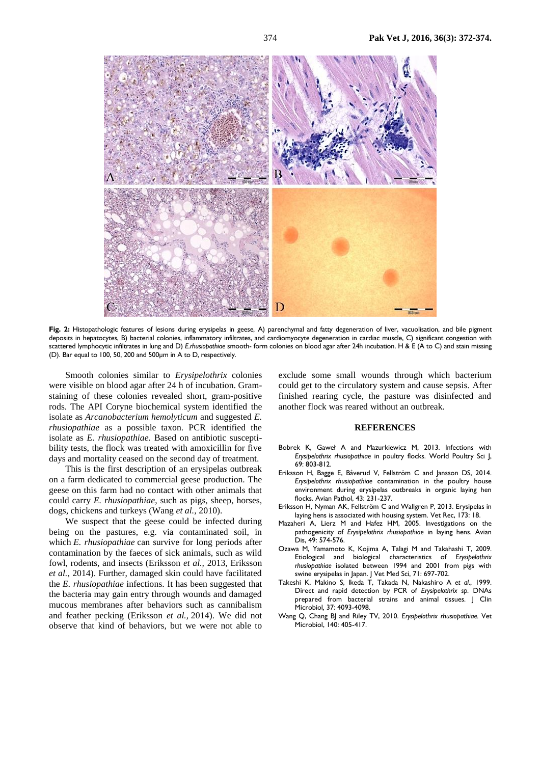**Fig. 2:** Histopathologic features of lesions during erysipelas in geese, A) parenchymal and fatty degeneration of liver, vacuolisation, and bile pigment deposits in hepatocytes, B) bacterial colonies, inflammatory infiltrates, and cardiomyocyte degeneration in cardiac muscle, C) significant congestion with scattered lymphocytic infiltrates in lung and D) *E.rhusiopathiae* smooth- form colonies on blood agar after 24h incubation. H & E (A to C) and stain missing (D). Bar equal to 100, 50, 200 and 500µm in A to D, respectively.

Smooth colonies similar to *Erysipelothrix* colonies were visible on blood agar after 24 h of incubation. Gram-staining of these colonies revealed short, gram-positive rods. The API Coryne biochemical system identified the isolate as *Arcanobacterium hemolyticum* and suggested *E. rhusiopathiae* as a possible taxon. PCR identified the isolate as *E. rhusiopathiae.* Based on antibiotic susceptibility tests, the flock was treated with amoxicillin for five days and mortality ceased on the second day of treatment.

This is the first description of an erysipelas outbreak on a farm dedicated to commercial geese production. The geese on this farm had no contact with other animals that could carry *E. rhusiopathiae*, such as pigs, sheep, horses, dogs, chickens and turkeys (Wang *et al.*, 2010).

We suspect that the geese could be infected during being on the pastures, e.g. via contaminated soil, in which *E. rhusiopathiae* can survive for long periods after contamination by the faeces of sick animals, such as wild fowl, rodents, and insects (Eriksson *et al.*, 2013, Eriksson *et al.*, 2014). Further, damaged skin could have facilitated the *E. rhusiopathiae* infections. It has been suggested that the bacteria may gain entry through wounds and damaged mucous membranes after behaviors such as cannibalism and feather pecking (Eriksson *et al.*, 2014). We did not observe that kind of behaviors, but we were not able to exclude some small wounds through which bacterium could get to the circulatory system and cause sepsis. After finished rearing cycle, the pasture was disinfected and another flock was reared without an outbreak.

## REFERENCES

Bobrek K, Gaweł A and Mazurkiewicz M, 2013. Infections with *Erysipelothrix rhusiopathiae* in poultry flocks. World Poultry Sci J, 69: 803-812.

Eriksson H, Bagge E, Båverud V, Fellström C and Jansson DS, 2014. *Erysipelothrix rhusiopathiae* contamination in the poultry house environment during erysipelas outbreaks in organic laying hen flocks. Avian Pathol, 43: 231-237.

Eriksson H, Nyman AK, Fellström C and Wallgren P, 2013. Erysipelas in laying hens is associated with housing system. Vet Rec, 173: 18.

Mazaheri A, Lierz M and Hafez HM, 2005. Investigations on the pathogenicity of *Erysipelothrix rhusiopathiae* in laying hens. Avian Dis, 49: 574-576.

Ozawa M, Yamamoto K, Kojima A, Talagi M and Takahashi T, 2009. Etiological and biological characteristics of *Erysipelothrix rhusiopathiae* isolated between 1994 and 2001 from pigs with swine erysipelas in Japan. J Vet Med Sci, 71: 697-702.

Takeshi K, Makino S, Ikeda T, Takada N, Nakashiro A *et al.*, 1999. Direct and rapid detection by PCR of *Erysipelothrix sp.* DNAs prepared from bacterial strains and animal tissues. J Clin Microbiol, 37: 4093-4098.

Wang Q, Chang BJ and Riley TV, 2010. *Erysipelothrix rhusiopathiae.* Vet Microbiol, 140: 405-417.